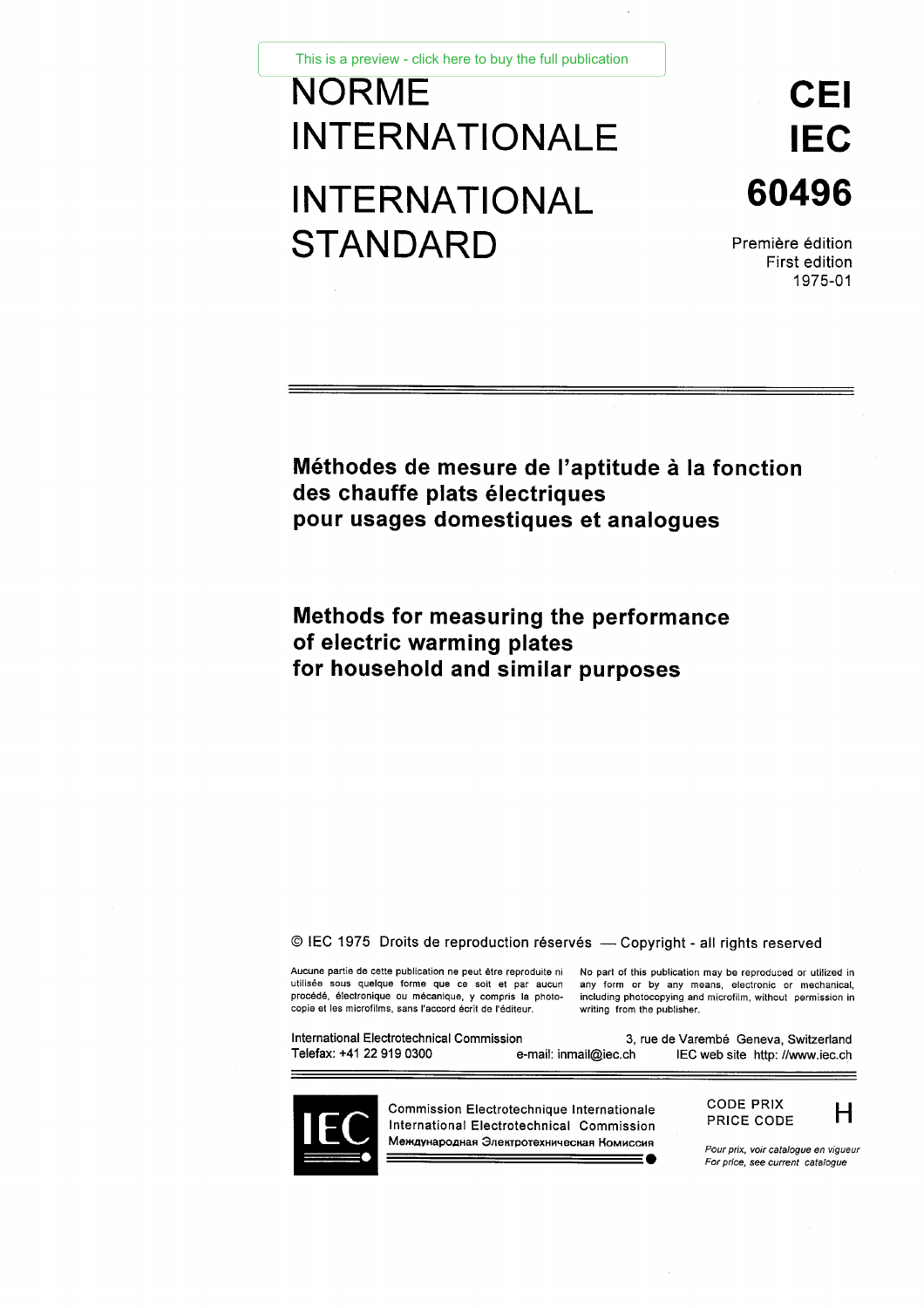This is a preview - click here to buy the full publication

# NORME INTERNATIONALE

# INTERNATIONAL STANDARD

**CEI**
**IEC**
**60496**

Première édition
First edition
1975-01

---

## Méthodes de mesure de l'aptitude à la fonction des chauffe plats électriques pour usages domestiques et analogues

## Methods for measuring the performance of electric warming plates for household and similar purposes

© IEC 1975 Droits de reproduction réservés — Copyright - all rights reserved

Aucune partie de cette publication ne peut être reproduite ni utilisée sous quelque forme que ce soit et par aucun procédé, électronique ou mécanique, y compris la photocopie et les microfilms, sans l'accord écrit de l'éditeur.

No part of this publication may be reproduced or utilized in any form or by any means, electronic or mechanical, including photocopying and microfilm, without permission in writing from the publisher.

International Electrotechnical Commission 3, rue de Varembé Geneva, Switzerland
Telefax: +41 22 919 0300 e-mail: inmail@iec.ch IEC web site http: //www.iec.ch

Commission Electrotechnique Internationale
International Electrotechnical Commission
Международная Электротехническая Комиссия

CODE PRIX
PRICE CODE **H**

*Pour prix, voir catalogue en vigueur*
*For price, see current catalogue*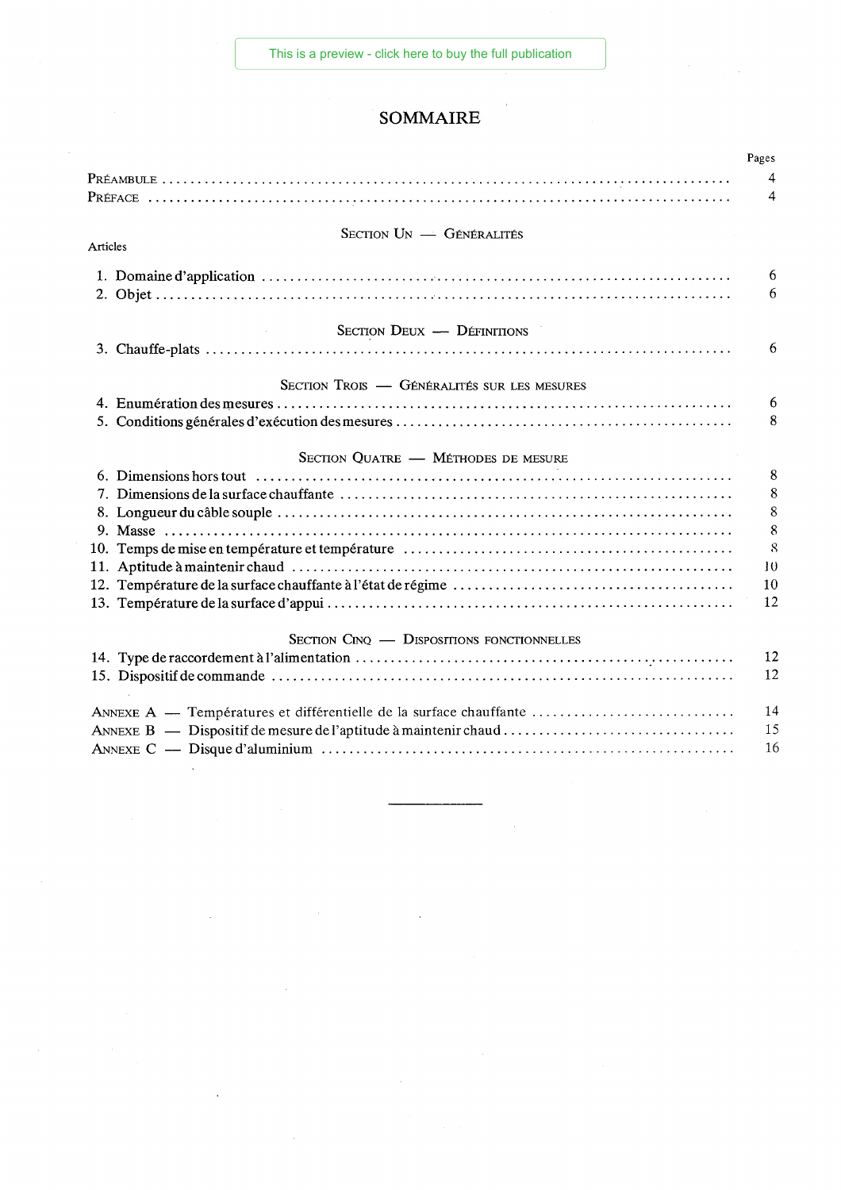# SOMMAIRE

| | Pages |
|---|---|
| PRÉAMBULE | 4 |
| PRÉFACE | 4 |
| **SECTION UN — GÉNÉRALITÉS** | |
| Articles | |
| 1. Domaine d'application | 6 |
| 2. Objet | 6 |
| **SECTION DEUX — DÉFINITIONS** | |
| 3. Chauffe-plats | 6 |
| **SECTION TROIS — GÉNÉRALITÉS SUR LES MESURES** | |
| 4. Enumération des mesures | 6 |
| 5. Conditions générales d'exécution des mesures | 8 |
| **SECTION QUATRE — MÉTHODES DE MESURE** | |
| 6. Dimensions hors tout | 8 |
| 7. Dimensions de la surface chauffante | 8 |
| 8. Longueur du câble souple | 8 |
| 9. Masse | 8 |
| 10. Temps de mise en température et température | 8 |
| 11. Aptitude à maintenir chaud | 10 |
| 12. Température de la surface chauffante à l'état de régime | 10 |
| 13. Température de la surface d'appui | 12 |
| **SECTION CINQ — DISPOSITIONS FONCTIONNELLES** | |
| 14. Type de raccordement à l'alimentation | 12 |
| 15. Dispositif de commande | 12 |
| ANNEXE A — Températures et différentielle de la surface chauffante | 14 |
| ANNEXE B — Dispositif de mesure de l'aptitude à maintenir chaud | 15 |
| ANNEXE C — Disque d'aluminium | 16 |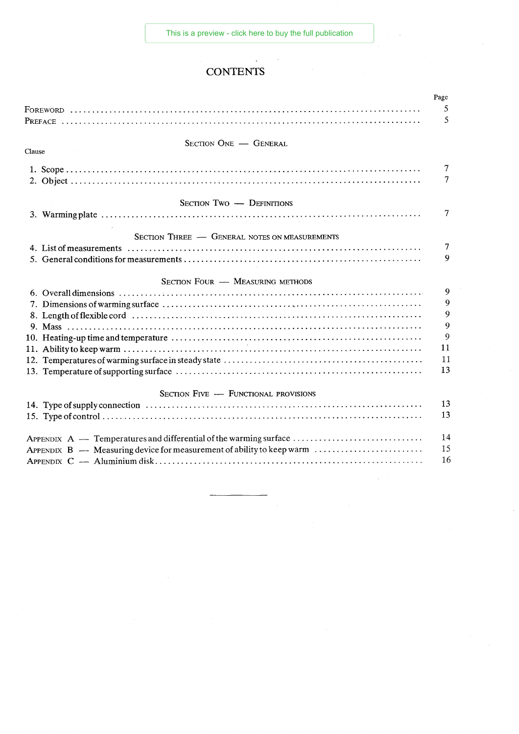# CONTENTS

| | Page |
|---|---|
| FOREWORD | 5 |
| PREFACE | 5 |

## SECTION ONE — GENERAL

| Clause | |
|---|---|
| 1. Scope | 7 |
| 2. Object | 7 |

## SECTION TWO — DEFINITIONS

| | |
|---|---|
| 3. Warming plate | 7 |

## SECTION THREE — GENERAL NOTES ON MEASUREMENTS

| | |
|---|---|
| 4. List of measurements | 7 |
| 5. General conditions for measurements | 9 |

## SECTION FOUR — MEASURING METHODS

| | |
|---|---|
| 6. Overall dimensions | 9 |
| 7. Dimensions of warming surface | 9 |
| 8. Length of flexible cord | 9 |
| 9. Mass | 9 |
| 10. Heating-up time and temperature | 9 |
| 11. Ability to keep warm | 11 |
| 12. Temperatures of warming surface in steady state | 11 |
| 13. Temperature of supporting surface | 13 |

## SECTION FIVE — FUNCTIONAL PROVISIONS

| | |
|---|---|
| 14. Type of supply connection | 13 |
| 15. Type of control | 13 |

| | |
|---|---|
| APPENDIX A — Temperatures and differential of the warming surface | 14 |
| APPENDIX B — Measuring device for measurement of ability to keep warm | 15 |
| APPENDIX C — Aluminium disk | 16 |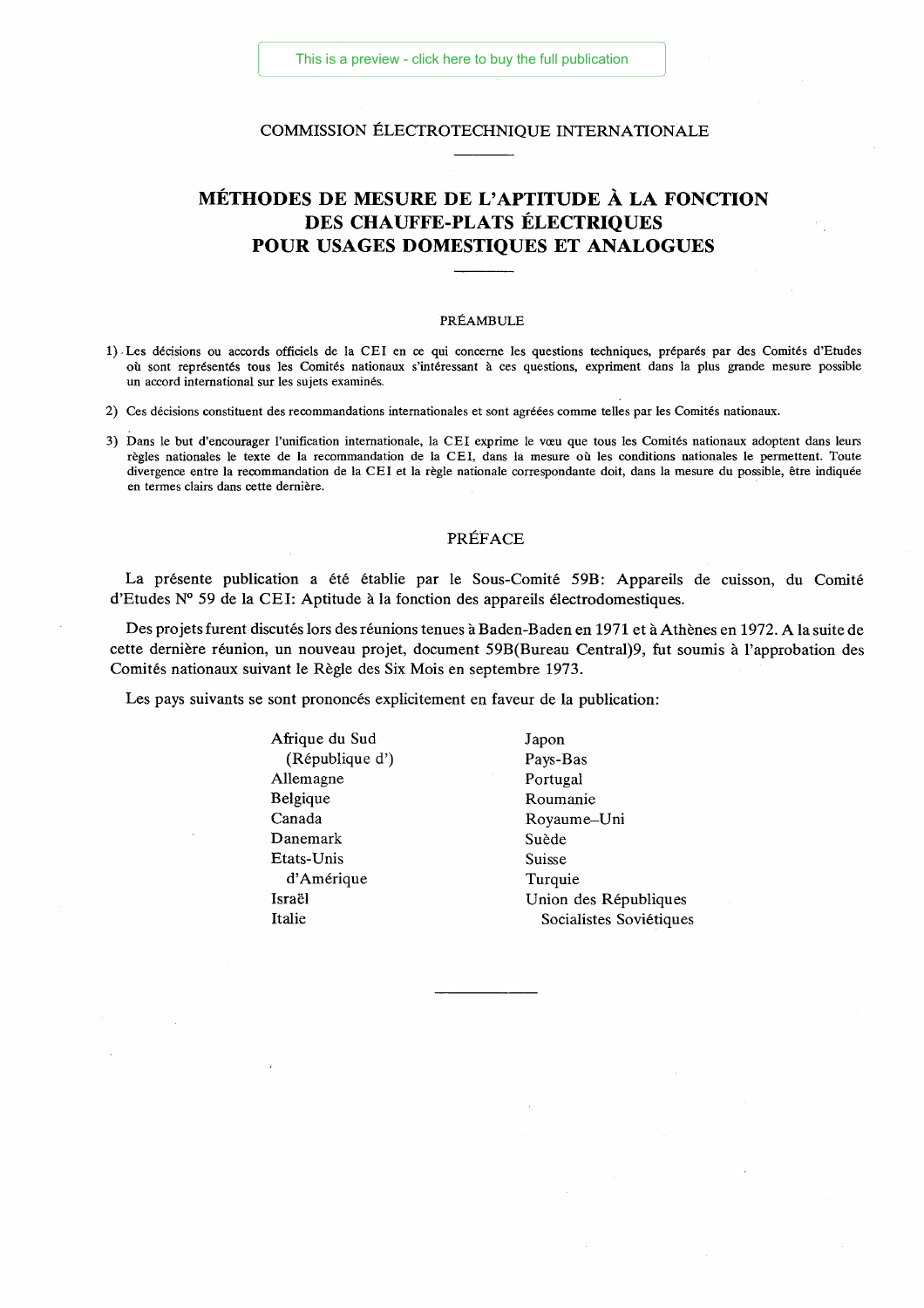COMMISSION ÉLECTROTECHNIQUE INTERNATIONALE

# MÉTHODES DE MESURE DE L'APTITUDE À LA FONCTION DES CHAUFFE-PLATS ÉLECTRIQUES POUR USAGES DOMESTIQUES ET ANALOGUES

## PRÉAMBULE

1) Les décisions ou accords officiels de la CEI en ce qui concerne les questions techniques, préparés par des Comités d'Etudes où sont représentés tous les Comités nationaux s'intéressant à ces questions, expriment dans la plus grande mesure possible un accord international sur les sujets examinés.

2) Ces décisions constituent des recommandations internationales et sont agréées comme telles par les Comités nationaux.

3) Dans le but d'encourager l'unification internationale, la CEI exprime le vœu que tous les Comités nationaux adoptent dans leurs règles nationales le texte de la recommandation de la CEI, dans la mesure où les conditions nationales le permettent. Toute divergence entre la recommandation de la CEI et la règle nationale correspondante doit, dans la mesure du possible, être indiquée en termes clairs dans cette dernière.

## PRÉFACE

La présente publication a été établie par le Sous-Comité 59B: Appareils de cuisson, du Comité d'Etudes N° 59 de la CEI: Aptitude à la fonction des appareils électrodomestiques.

Des projets furent discutés lors des réunions tenues à Baden-Baden en 1971 et à Athènes en 1972. A la suite de cette dernière réunion, un nouveau projet, document 59B(Bureau Central)9, fut soumis à l'approbation des Comités nationaux suivant le Règle des Six Mois en septembre 1973.

Les pays suivants se sont prononcés explicitement en faveur de la publication:

- Afrique du Sud (République d')
- Allemagne
- Belgique
- Canada
- Danemark
- Etats-Unis d'Amérique
- Israël
- Italie
- Japon
- Pays-Bas
- Portugal
- Roumanie
- Royaume–Uni
- Suède
- Suisse
- Turquie
- Union des Républiques Socialistes Soviétiques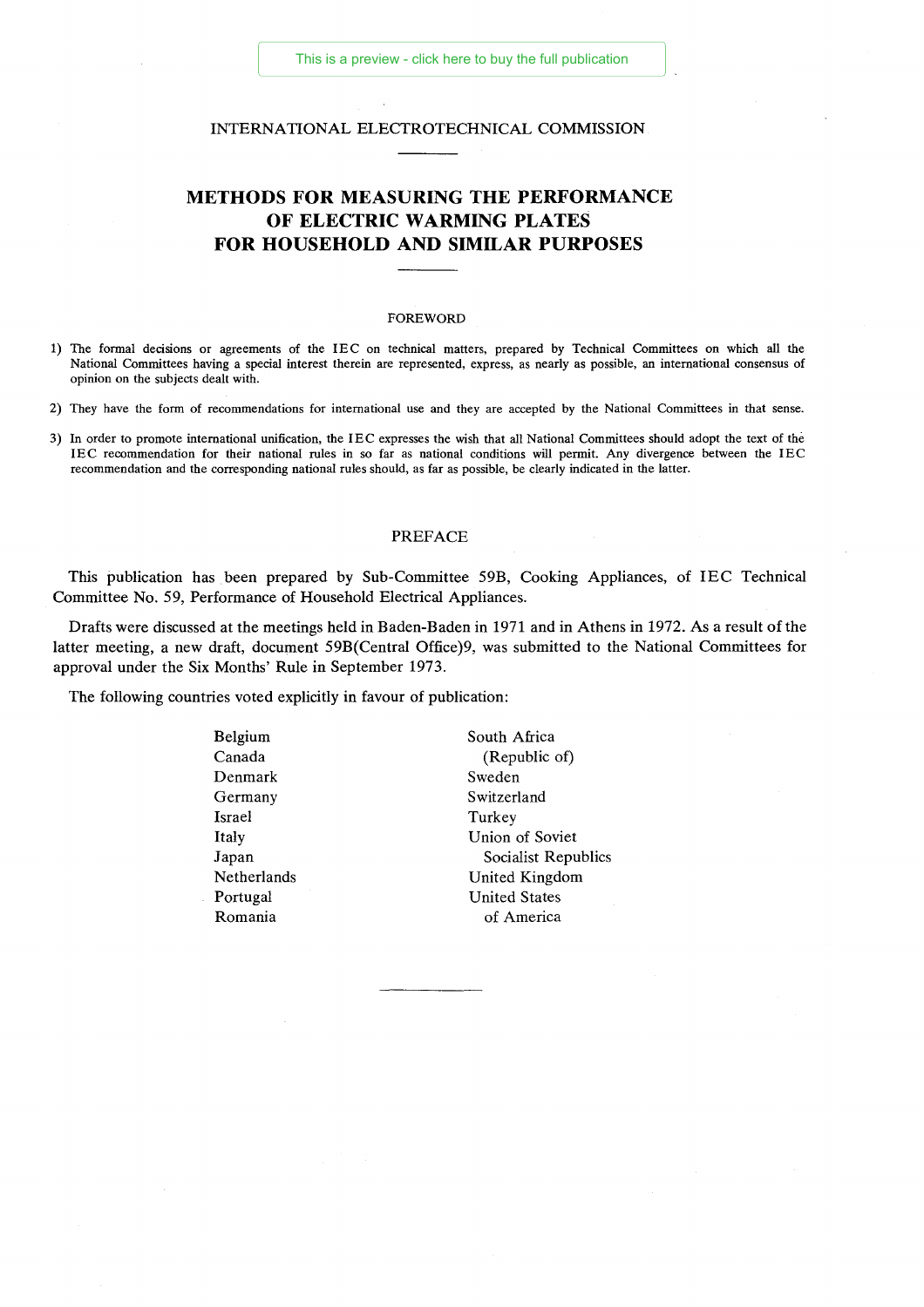INTERNATIONAL ELECTROTECHNICAL COMMISSION

# METHODS FOR MEASURING THE PERFORMANCE OF ELECTRIC WARMING PLATES FOR HOUSEHOLD AND SIMILAR PURPOSES

## FOREWORD

1) The formal decisions or agreements of the IEC on technical matters, prepared by Technical Committees on which all the National Committees having a special interest therein are represented, express, as nearly as possible, an international consensus of opinion on the subjects dealt with.

2) They have the form of recommendations for international use and they are accepted by the National Committees in that sense.

3) In order to promote international unification, the IEC expresses the wish that all National Committees should adopt the text of the IEC recommendation for their national rules in so far as national conditions will permit. Any divergence between the IEC recommendation and the corresponding national rules should, as far as possible, be clearly indicated in the latter.

## PREFACE

This publication has been prepared by Sub-Committee 59B, Cooking Appliances, of IEC Technical Committee No. 59, Performance of Household Electrical Appliances.

Drafts were discussed at the meetings held in Baden-Baden in 1971 and in Athens in 1972. As a result of the latter meeting, a new draft, document 59B(Central Office)9, was submitted to the National Committees for approval under the Six Months' Rule in September 1973.

The following countries voted explicitly in favour of publication:

- Belgium
- Canada
- Denmark
- Germany
- Israel
- Italy
- Japan
- Netherlands
- Portugal
- Romania
- South Africa (Republic of)
- Sweden
- Switzerland
- Turkey
- Union of Soviet Socialist Republics
- United Kingdom
- United States of America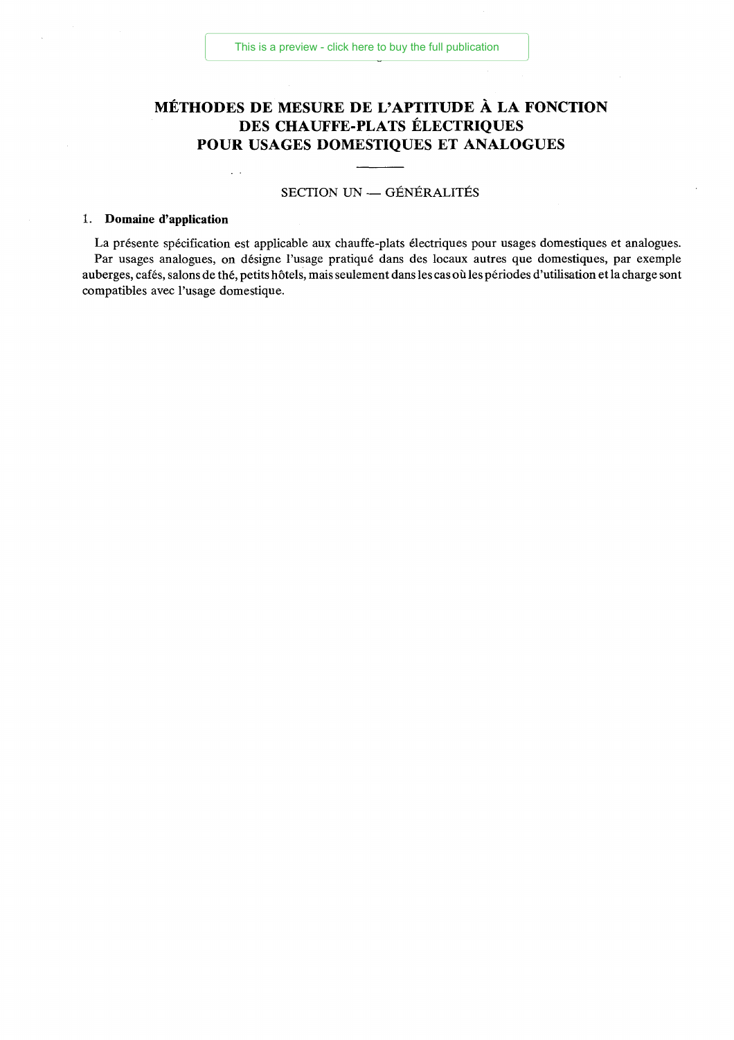# MÉTHODES DE MESURE DE L'APTITUDE À LA FONCTION DES CHAUFFE-PLATS ÉLECTRIQUES POUR USAGES DOMESTIQUES ET ANALOGUES

## SECTION UN — GÉNÉRALITÉS

### 1. Domaine d'application

La présente spécification est applicable aux chauffe-plats électriques pour usages domestiques et analogues.

Par usages analogues, on désigne l'usage pratiqué dans des locaux autres que domestiques, par exemple auberges, cafés, salons de thé, petits hôtels, mais seulement dans les cas où les périodes d'utilisation et la charge sont compatibles avec l'usage domestique.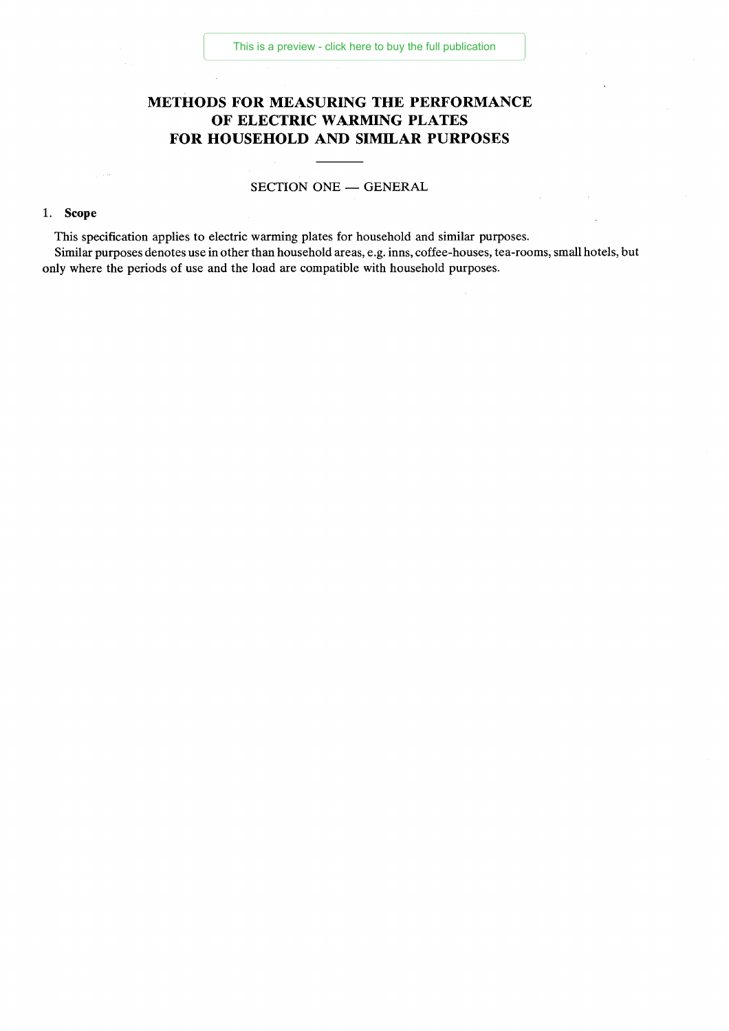# METHODS FOR MEASURING THE PERFORMANCE OF ELECTRIC WARMING PLATES FOR HOUSEHOLD AND SIMILAR PURPOSES

## SECTION ONE — GENERAL

### 1. Scope

This specification applies to electric warming plates for household and similar purposes.

Similar purposes denotes use in other than household areas, e.g. inns, coffee-houses, tea-rooms, small hotels, but only where the periods of use and the load are compatible with household purposes.